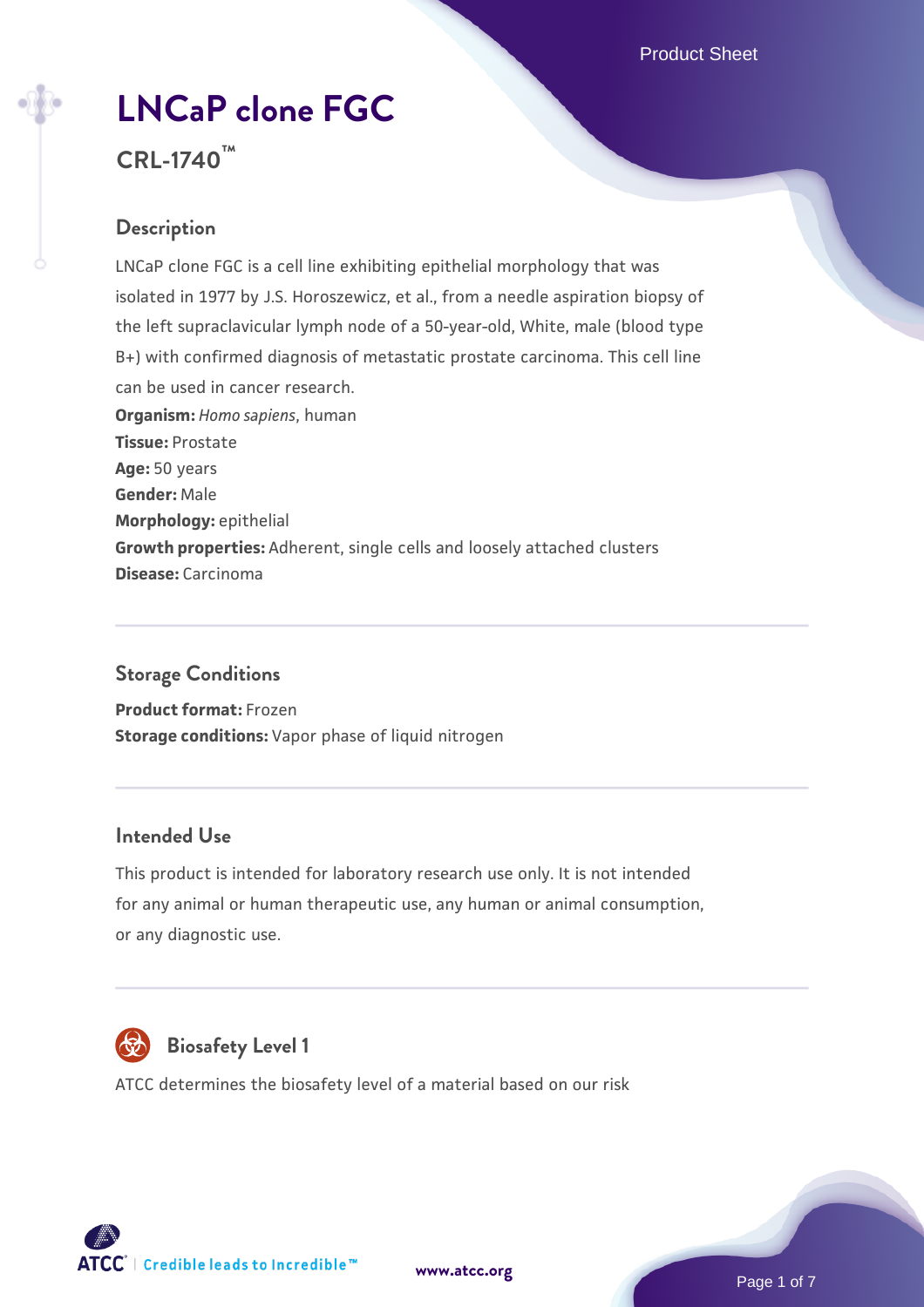# LNCaP clone FGC

## CRL-1740™

### Description

LNCaP clone FGC is a cell line exhibiting epithelial morphology that was isolated in 1977 by J.S. Horoszewicz, et al., from a needle aspiration biopsy of the left supraclavicular lymph node of a 50-year-old, White, male (blood type B+) with confirmed diagnosis of metastatic prostate carcinoma. This cell line can be used in cancer research.

**Organism:** *Homo sapiens*, human
**Tissue:** Prostate
**Age:** 50 years
**Gender:** Male
**Morphology:** epithelial
**Growth properties:** Adherent, single cells and loosely attached clusters
**Disease:** Carcinoma

### Storage Conditions

**Product format:** Frozen
**Storage conditions:** Vapor phase of liquid nitrogen

### Intended Use

This product is intended for laboratory research use only. It is not intended for any animal or human therapeutic use, any human or animal consumption, or any diagnostic use.

### Biosafety Level 1

ATCC determines the biosafety level of a material based on our risk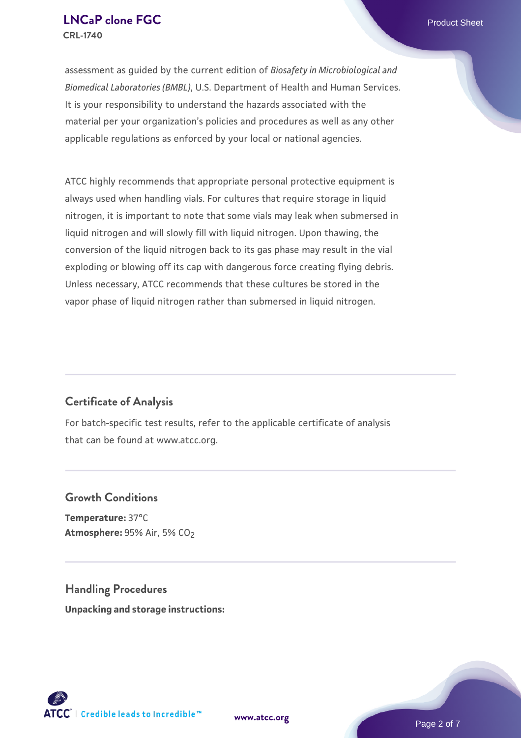assessment as guided by the current edition of *Biosafety in Microbiological and Biomedical Laboratories (BMBL)*, U.S. Department of Health and Human Services. It is your responsibility to understand the hazards associated with the material per your organization's policies and procedures as well as any other applicable regulations as enforced by your local or national agencies.

ATCC highly recommends that appropriate personal protective equipment is always used when handling vials. For cultures that require storage in liquid nitrogen, it is important to note that some vials may leak when submersed in liquid nitrogen and will slowly fill with liquid nitrogen. Upon thawing, the conversion of the liquid nitrogen back to its gas phase may result in the vial exploding or blowing off its cap with dangerous force creating flying debris. Unless necessary, ATCC recommends that these cultures be stored in the vapor phase of liquid nitrogen rather than submersed in liquid nitrogen.

## Certificate of Analysis

For batch-specific test results, refer to the applicable certificate of analysis that can be found at www.atcc.org.

## Growth Conditions

**Temperature:** 37°C
**Atmosphere:** 95% Air, 5% $CO_2$

## Handling Procedures

**Unpacking and storage instructions:**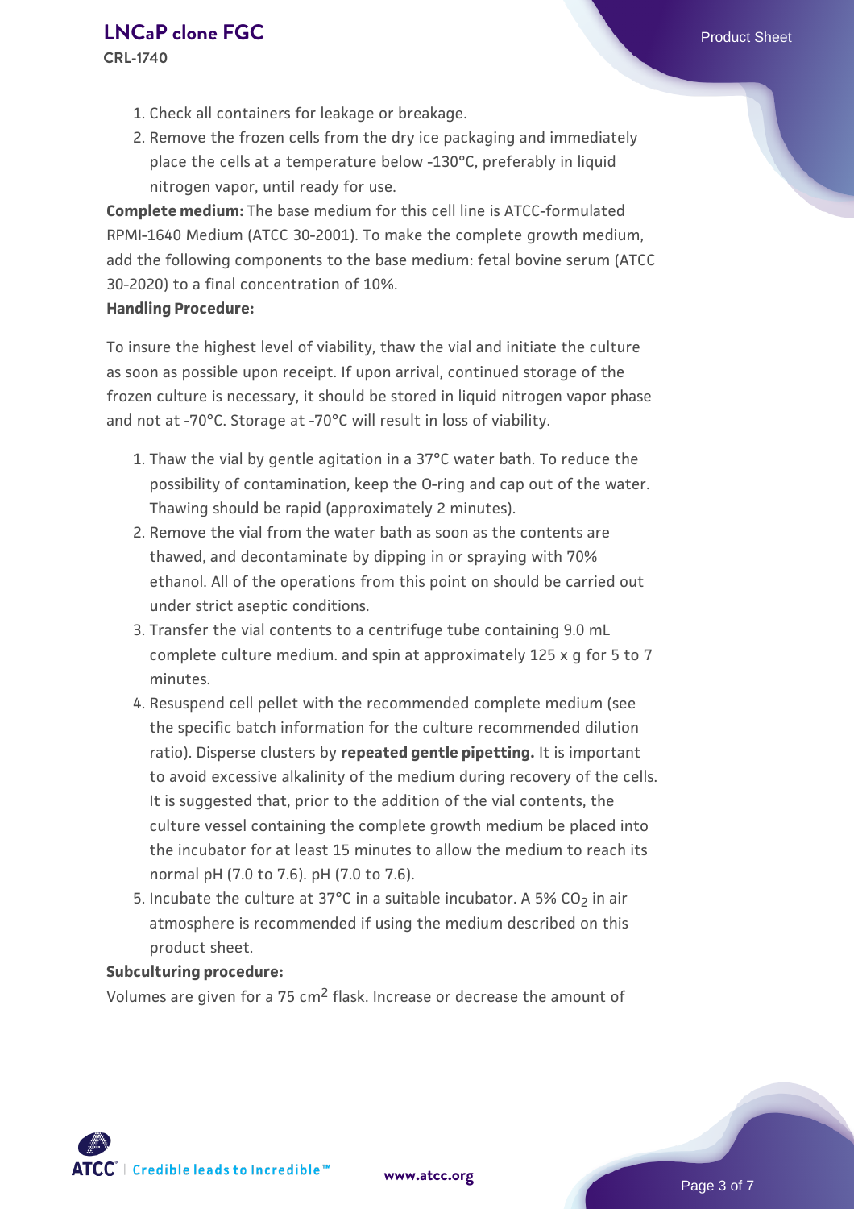1. Check all containers for leakage or breakage.
2. Remove the frozen cells from the dry ice packaging and immediately place the cells at a temperature below -130°C, preferably in liquid nitrogen vapor, until ready for use.

**Complete medium:** The base medium for this cell line is ATCC-formulated RPMI-1640 Medium (ATCC 30-2001). To make the complete growth medium, add the following components to the base medium: fetal bovine serum (ATCC 30-2020) to a final concentration of 10%.

**Handling Procedure:**

To insure the highest level of viability, thaw the vial and initiate the culture as soon as possible upon receipt. If upon arrival, continued storage of the frozen culture is necessary, it should be stored in liquid nitrogen vapor phase and not at -70°C. Storage at -70°C will result in loss of viability.

1. Thaw the vial by gentle agitation in a 37°C water bath. To reduce the possibility of contamination, keep the O-ring and cap out of the water. Thawing should be rapid (approximately 2 minutes).
2. Remove the vial from the water bath as soon as the contents are thawed, and decontaminate by dipping in or spraying with 70% ethanol. All of the operations from this point on should be carried out under strict aseptic conditions.
3. Transfer the vial contents to a centrifuge tube containing 9.0 mL complete culture medium. and spin at approximately 125 x g for 5 to 7 minutes.
4. Resuspend cell pellet with the recommended complete medium (see the specific batch information for the culture recommended dilution ratio). Disperse clusters by **repeated gentle pipetting.** It is important to avoid excessive alkalinity of the medium during recovery of the cells. It is suggested that, prior to the addition of the vial contents, the culture vessel containing the complete growth medium be placed into the incubator for at least 15 minutes to allow the medium to reach its normal pH (7.0 to 7.6). pH (7.0 to 7.6).
5. Incubate the culture at 37°C in a suitable incubator. A 5% $CO_2$ in air atmosphere is recommended if using the medium described on this product sheet.

**Subculturing procedure:**

Volumes are given for a 75 $cm^2$ flask. Increase or decrease the amount of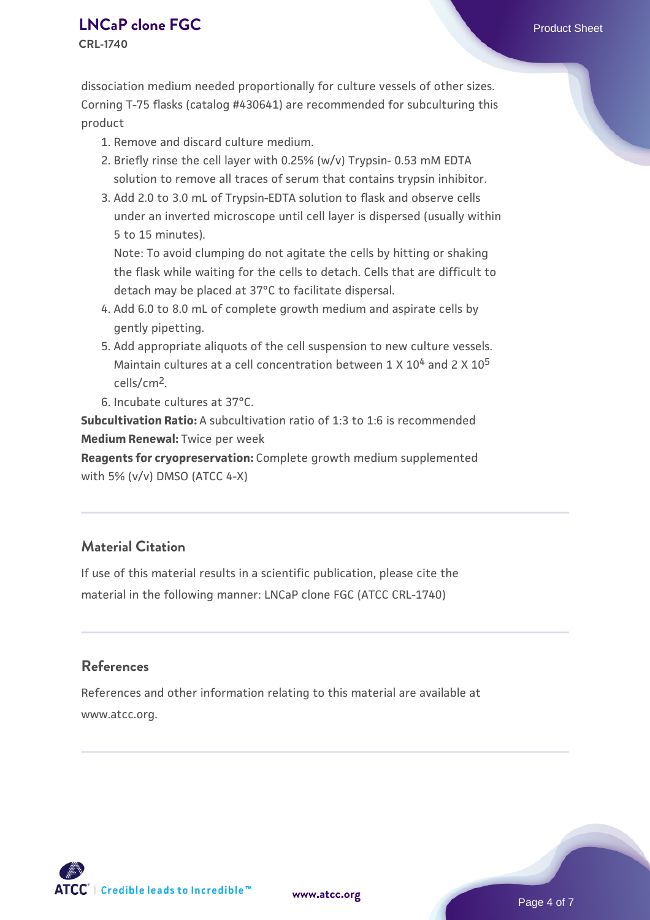dissociation medium needed proportionally for culture vessels of other sizes. Corning T-75 flasks (catalog #430641) are recommended for subculturing this product

1. Remove and discard culture medium.
2. Briefly rinse the cell layer with 0.25% (w/v) Trypsin- 0.53 mM EDTA solution to remove all traces of serum that contains trypsin inhibitor.
3. Add 2.0 to 3.0 mL of Trypsin-EDTA solution to flask and observe cells under an inverted microscope until cell layer is dispersed (usually within 5 to 15 minutes).
   Note: To avoid clumping do not agitate the cells by hitting or shaking the flask while waiting for the cells to detach. Cells that are difficult to detach may be placed at 37°C to facilitate dispersal.
4. Add 6.0 to 8.0 mL of complete growth medium and aspirate cells by gently pipetting.
5. Add appropriate aliquots of the cell suspension to new culture vessels. Maintain cultures at a cell concentration between 1 X $10^4$ and 2 X $10^5$ cells/$cm^2$.
6. Incubate cultures at 37°C.

**Subcultivation Ratio:** A subcultivation ratio of 1:3 to 1:6 is recommended
**Medium Renewal:** Twice per week
**Reagents for cryopreservation:** Complete growth medium supplemented with 5% (v/v) DMSO (ATCC 4-X)

## Material Citation

If use of this material results in a scientific publication, please cite the material in the following manner: LNCaP clone FGC (ATCC CRL-1740)

## References

References and other information relating to this material are available at www.atcc.org.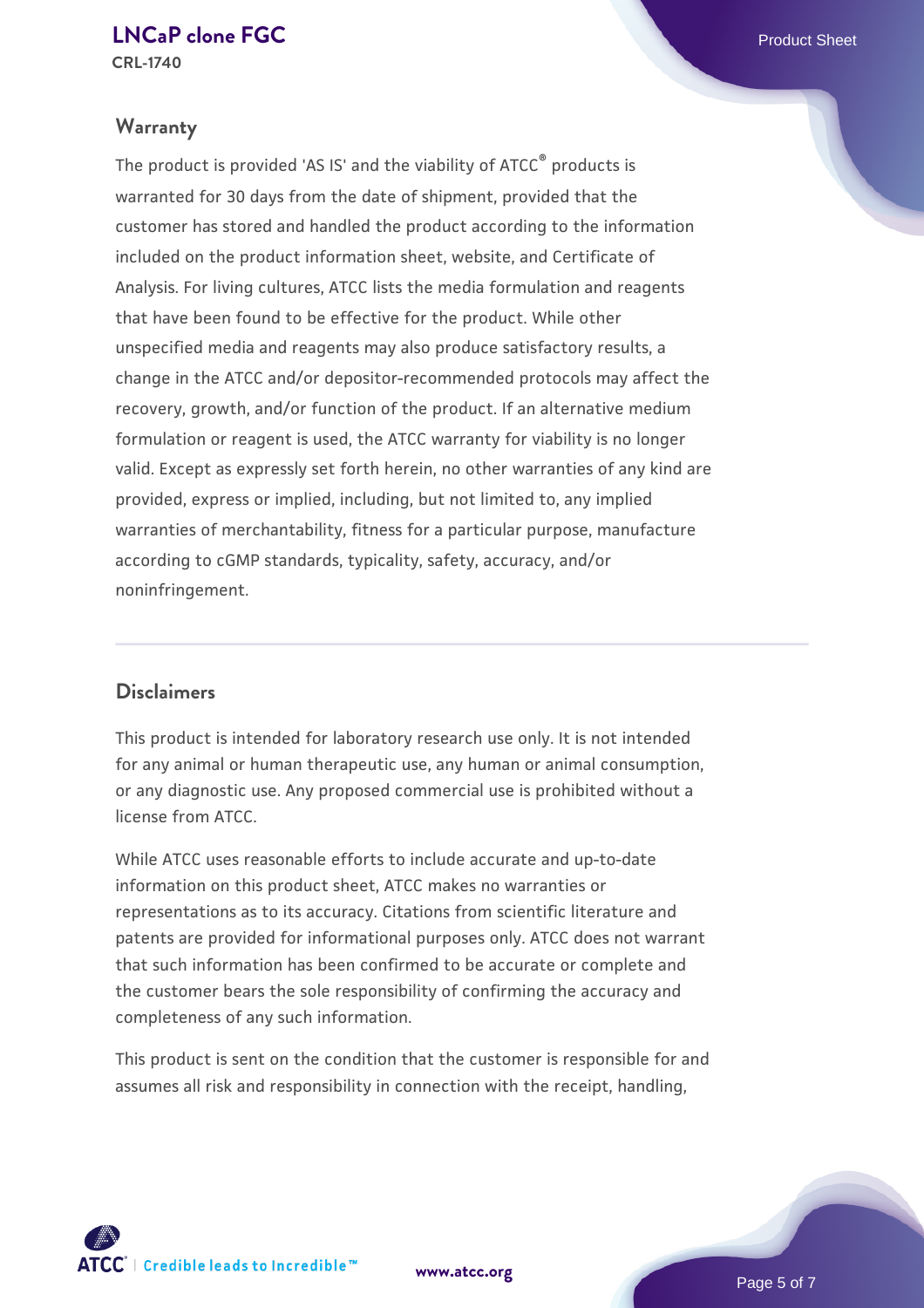## Warranty

The product is provided 'AS IS' and the viability of ATCC® products is warranted for 30 days from the date of shipment, provided that the customer has stored and handled the product according to the information included on the product information sheet, website, and Certificate of Analysis. For living cultures, ATCC lists the media formulation and reagents that have been found to be effective for the product. While other unspecified media and reagents may also produce satisfactory results, a change in the ATCC and/or depositor-recommended protocols may affect the recovery, growth, and/or function of the product. If an alternative medium formulation or reagent is used, the ATCC warranty for viability is no longer valid. Except as expressly set forth herein, no other warranties of any kind are provided, express or implied, including, but not limited to, any implied warranties of merchantability, fitness for a particular purpose, manufacture according to cGMP standards, typicality, safety, accuracy, and/or noninfringement.

## Disclaimers

This product is intended for laboratory research use only. It is not intended for any animal or human therapeutic use, any human or animal consumption, or any diagnostic use. Any proposed commercial use is prohibited without a license from ATCC.

While ATCC uses reasonable efforts to include accurate and up-to-date information on this product sheet, ATCC makes no warranties or representations as to its accuracy. Citations from scientific literature and patents are provided for informational purposes only. ATCC does not warrant that such information has been confirmed to be accurate or complete and the customer bears the sole responsibility of confirming the accuracy and completeness of any such information.

This product is sent on the condition that the customer is responsible for and assumes all risk and responsibility in connection with the receipt, handling,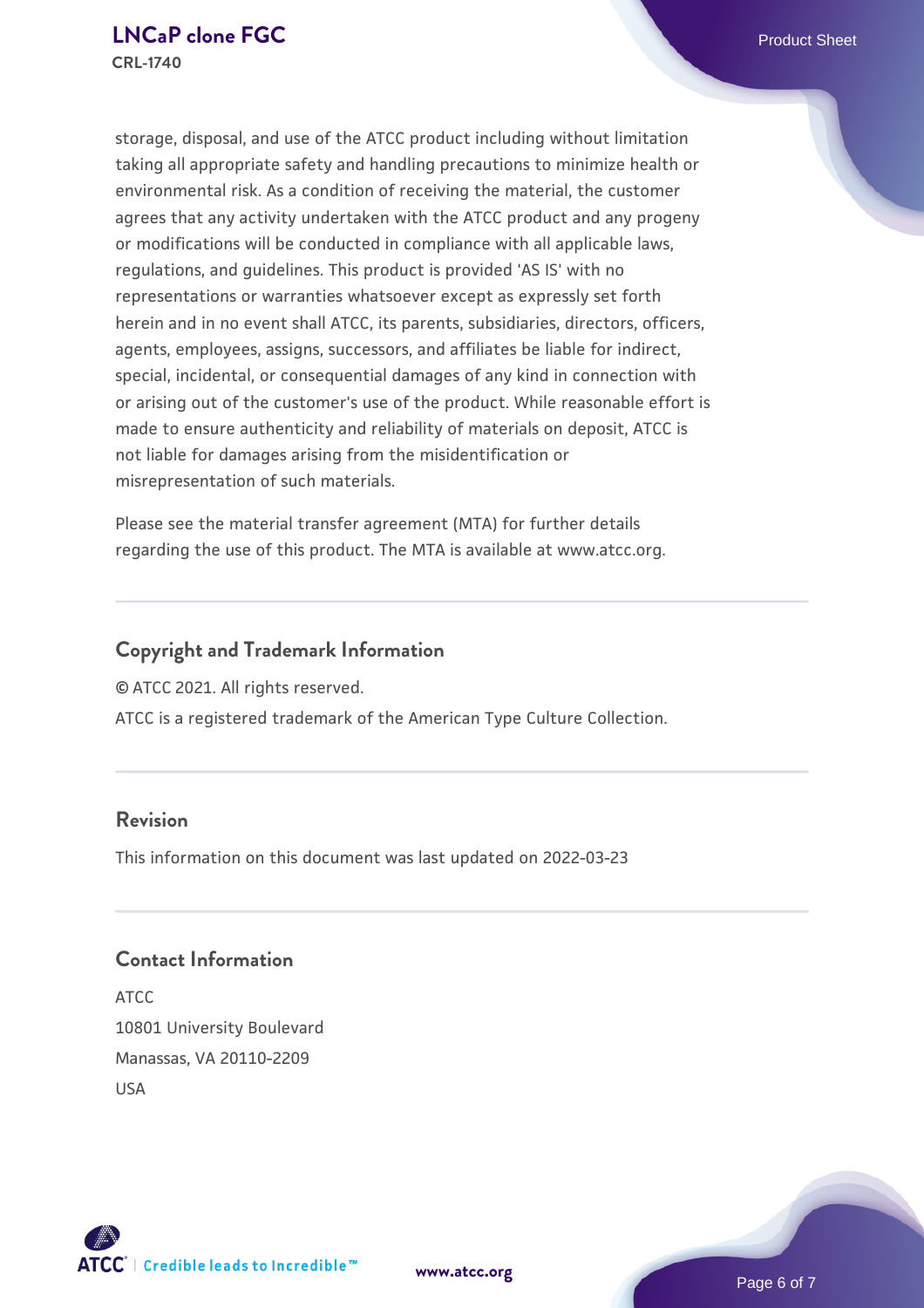storage, disposal, and use of the ATCC product including without limitation taking all appropriate safety and handling precautions to minimize health or environmental risk. As a condition of receiving the material, the customer agrees that any activity undertaken with the ATCC product and any progeny or modifications will be conducted in compliance with all applicable laws, regulations, and guidelines. This product is provided 'AS IS' with no representations or warranties whatsoever except as expressly set forth herein and in no event shall ATCC, its parents, subsidiaries, directors, officers, agents, employees, assigns, successors, and affiliates be liable for indirect, special, incidental, or consequential damages of any kind in connection with or arising out of the customer's use of the product. While reasonable effort is made to ensure authenticity and reliability of materials on deposit, ATCC is not liable for damages arising from the misidentification or misrepresentation of such materials.

Please see the material transfer agreement (MTA) for further details regarding the use of this product. The MTA is available at www.atcc.org.

## Copyright and Trademark Information

© ATCC 2021. All rights reserved.

ATCC is a registered trademark of the American Type Culture Collection.

## Revision

This information on this document was last updated on 2022-03-23

## Contact Information

ATCC
10801 University Boulevard
Manassas, VA 20110-2209
USA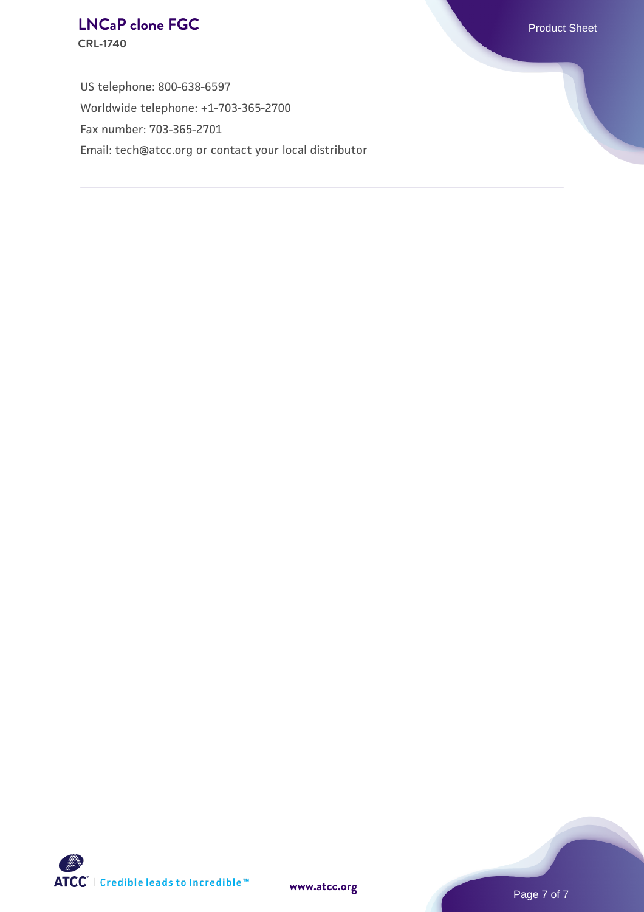US telephone: 800-638-6597

Worldwide telephone: +1-703-365-2700

Fax number: 703-365-2701

Email: tech@atcc.org or contact your local distributor